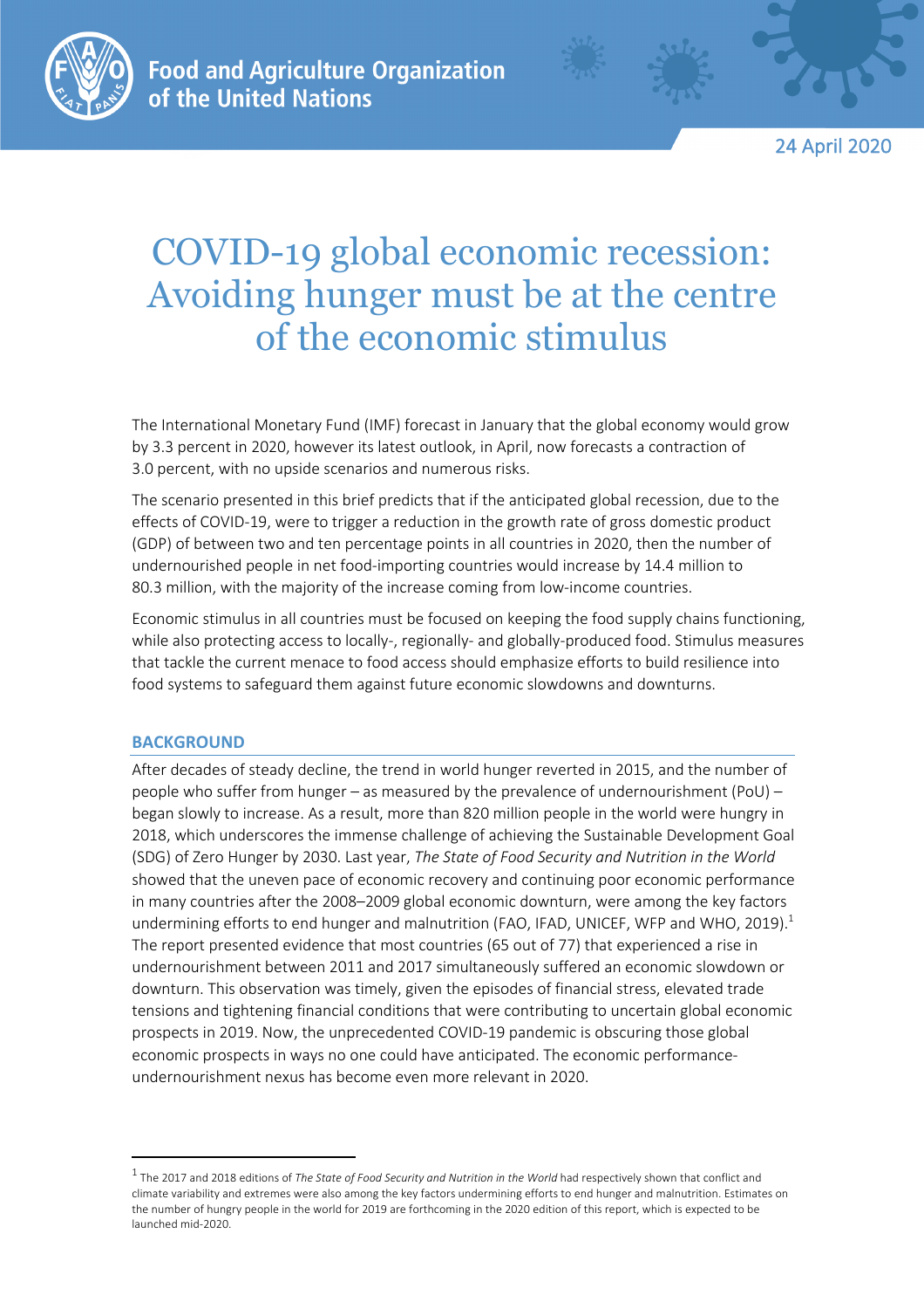Food and Agriculture Organization of the United Nations

24 April 2020

# COVID-19 global economic recession: Avoiding hunger must be at the centre of the economic stimulus

The International Monetary Fund (IMF) forecast in January that the global economy would grow by 3.3 percent in 2020, however its latest outlook, in April, now forecasts a contraction of 3.0 percent, with no upside scenarios and numerous risks.

The scenario presented in this brief predicts that if the anticipated global recession, due to the effects of COVID-19, were to trigger a reduction in the growth rate of gross domestic product (GDP) of between two and ten percentage points in all countries in 2020, then the number of undernourished people in net food-importing countries would increase by 14.4 million to 80.3 million, with the majority of the increase coming from low-income countries.

Economic stimulus in all countries must be focused on keeping the food supply chains functioning, while also protecting access to locally-, regionally- and globally-produced food. Stimulus measures that tackle the current menace to food access should emphasize efforts to build resilience into food systems to safeguard them against future economic slowdowns and downturns.

## BACKGROUND

After decades of steady decline, the trend in world hunger reverted in 2015, and the number of people who suffer from hunger – as measured by the prevalence of undernourishment (PoU) – began slowly to increase. As a result, more than 820 million people in the world were hungry in 2018, which underscores the immense challenge of achieving the Sustainable Development Goal (SDG) of Zero Hunger by 2030. Last year, *The State of Food Security and Nutrition in the World* showed that the uneven pace of economic recovery and continuing poor economic performance in many countries after the 2008–2009 global economic downturn, were among the key factors undermining efforts to end hunger and malnutrition (FAO, IFAD, UNICEF, WFP and WHO, 2019).[1] The report presented evidence that most countries (65 out of 77) that experienced a rise in undernourishment between 2011 and 2017 simultaneously suffered an economic slowdown or downturn. This observation was timely, given the episodes of financial stress, elevated trade tensions and tightening financial conditions that were contributing to uncertain global economic prospects in 2019. Now, the unprecedented COVID-19 pandemic is obscuring those global economic prospects in ways no one could have anticipated. The economic performance-undernourishment nexus has become even more relevant in 2020.

[1] The 2017 and 2018 editions of *The State of Food Security and Nutrition in the World* had respectively shown that conflict and climate variability and extremes were also among the key factors undermining efforts to end hunger and malnutrition. Estimates on the number of hungry people in the world for 2019 are forthcoming in the 2020 edition of this report, which is expected to be launched mid-2020.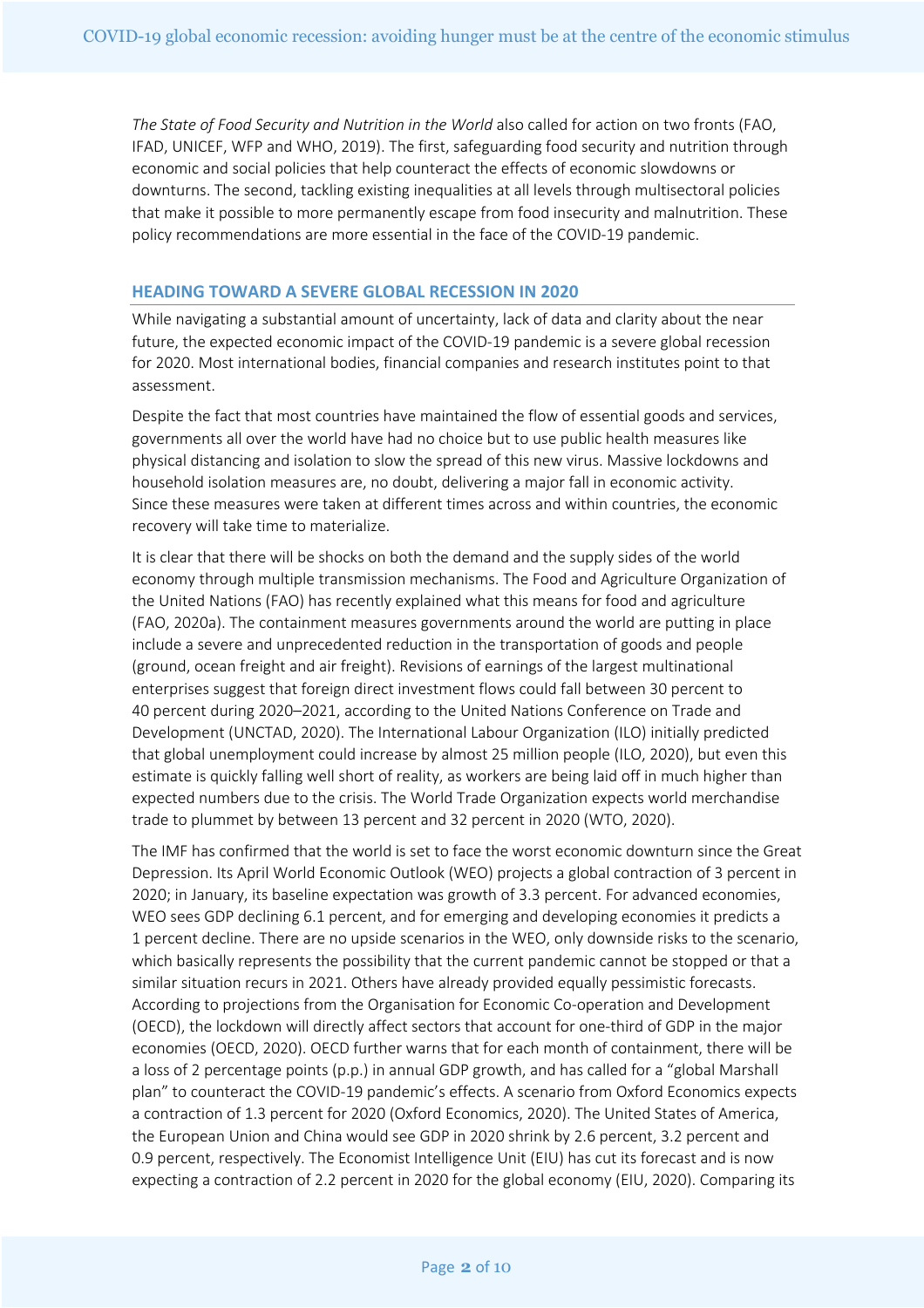*The State of Food Security and Nutrition in the World* also called for action on two fronts (FAO, IFAD, UNICEF, WFP and WHO, 2019). The first, safeguarding food security and nutrition through economic and social policies that help counteract the effects of economic slowdowns or downturns. The second, tackling existing inequalities at all levels through multisectoral policies that make it possible to more permanently escape from food insecurity and malnutrition. These policy recommendations are more essential in the face of the COVID-19 pandemic.

## HEADING TOWARD A SEVERE GLOBAL RECESSION IN 2020

While navigating a substantial amount of uncertainty, lack of data and clarity about the near future, the expected economic impact of the COVID-19 pandemic is a severe global recession for 2020. Most international bodies, financial companies and research institutes point to that assessment.

Despite the fact that most countries have maintained the flow of essential goods and services, governments all over the world have had no choice but to use public health measures like physical distancing and isolation to slow the spread of this new virus. Massive lockdowns and household isolation measures are, no doubt, delivering a major fall in economic activity. Since these measures were taken at different times across and within countries, the economic recovery will take time to materialize.

It is clear that there will be shocks on both the demand and the supply sides of the world economy through multiple transmission mechanisms. The Food and Agriculture Organization of the United Nations (FAO) has recently explained what this means for food and agriculture (FAO, 2020a). The containment measures governments around the world are putting in place include a severe and unprecedented reduction in the transportation of goods and people (ground, ocean freight and air freight). Revisions of earnings of the largest multinational enterprises suggest that foreign direct investment flows could fall between 30 percent to 40 percent during 2020–2021, according to the United Nations Conference on Trade and Development (UNCTAD, 2020). The International Labour Organization (ILO) initially predicted that global unemployment could increase by almost 25 million people (ILO, 2020), but even this estimate is quickly falling well short of reality, as workers are being laid off in much higher than expected numbers due to the crisis. The World Trade Organization expects world merchandise trade to plummet by between 13 percent and 32 percent in 2020 (WTO, 2020).

The IMF has confirmed that the world is set to face the worst economic downturn since the Great Depression. Its April World Economic Outlook (WEO) projects a global contraction of 3 percent in 2020; in January, its baseline expectation was growth of 3.3 percent. For advanced economies, WEO sees GDP declining 6.1 percent, and for emerging and developing economies it predicts a 1 percent decline. There are no upside scenarios in the WEO, only downside risks to the scenario, which basically represents the possibility that the current pandemic cannot be stopped or that a similar situation recurs in 2021. Others have already provided equally pessimistic forecasts. According to projections from the Organisation for Economic Co-operation and Development (OECD), the lockdown will directly affect sectors that account for one-third of GDP in the major economies (OECD, 2020). OECD further warns that for each month of containment, there will be a loss of 2 percentage points (p.p.) in annual GDP growth, and has called for a "global Marshall plan" to counteract the COVID-19 pandemic's effects. A scenario from Oxford Economics expects a contraction of 1.3 percent for 2020 (Oxford Economics, 2020). The United States of America, the European Union and China would see GDP in 2020 shrink by 2.6 percent, 3.2 percent and 0.9 percent, respectively. The Economist Intelligence Unit (EIU) has cut its forecast and is now expecting a contraction of 2.2 percent in 2020 for the global economy (EIU, 2020). Comparing its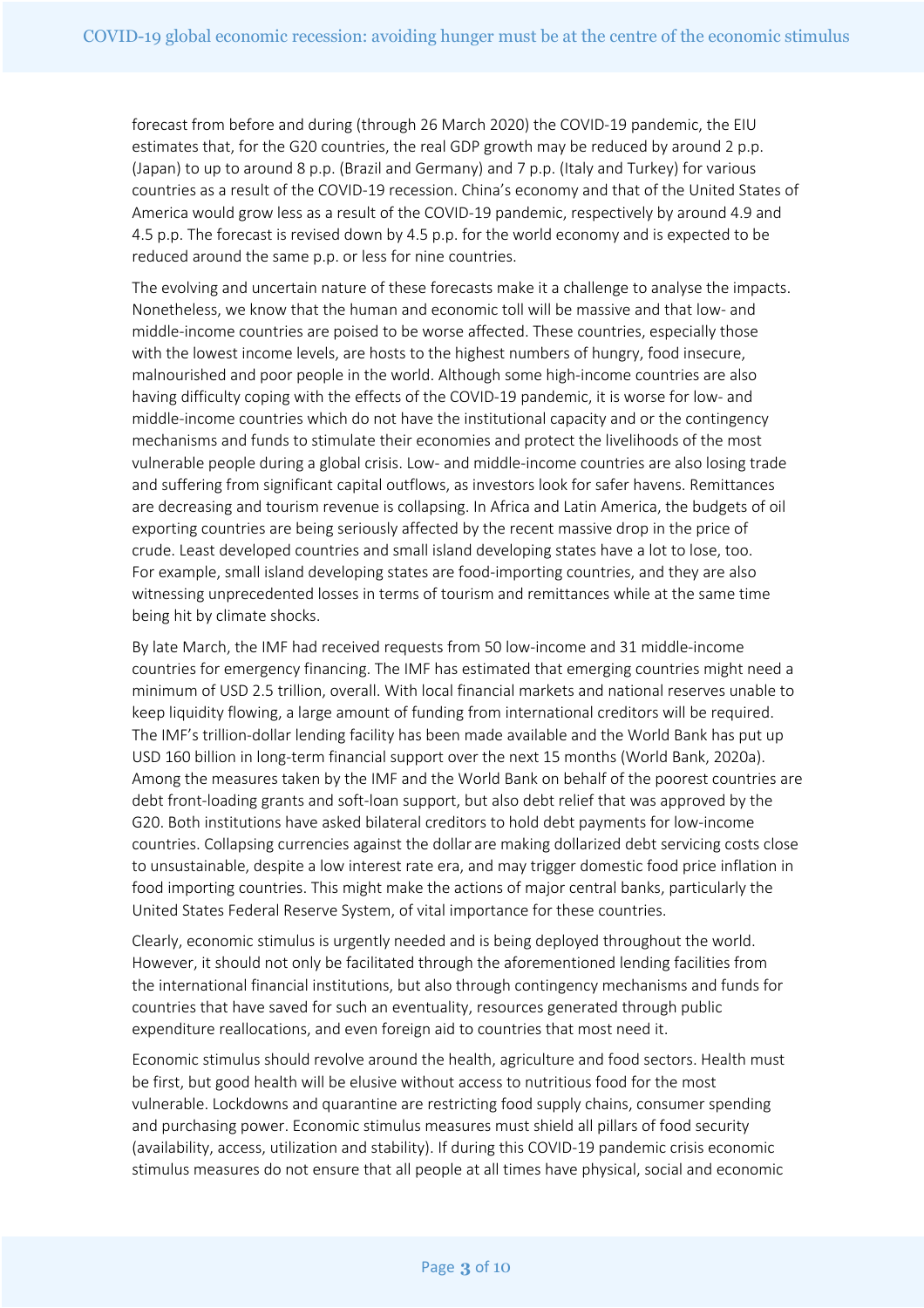forecast from before and during (through 26 March 2020) the COVID-19 pandemic, the EIU estimates that, for the G20 countries, the real GDP growth may be reduced by around 2 p.p. (Japan) to up to around 8 p.p. (Brazil and Germany) and 7 p.p. (Italy and Turkey) for various countries as a result of the COVID-19 recession. China's economy and that of the United States of America would grow less as a result of the COVID-19 pandemic, respectively by around 4.9 and 4.5 p.p. The forecast is revised down by 4.5 p.p. for the world economy and is expected to be reduced around the same p.p. or less for nine countries.

The evolving and uncertain nature of these forecasts make it a challenge to analyse the impacts. Nonetheless, we know that the human and economic toll will be massive and that low- and middle-income countries are poised to be worse affected. These countries, especially those with the lowest income levels, are hosts to the highest numbers of hungry, food insecure, malnourished and poor people in the world. Although some high-income countries are also having difficulty coping with the effects of the COVID-19 pandemic, it is worse for low- and middle-income countries which do not have the institutional capacity and or the contingency mechanisms and funds to stimulate their economies and protect the livelihoods of the most vulnerable people during a global crisis. Low- and middle-income countries are also losing trade and suffering from significant capital outflows, as investors look for safer havens. Remittances are decreasing and tourism revenue is collapsing. In Africa and Latin America, the budgets of oil exporting countries are being seriously affected by the recent massive drop in the price of crude. Least developed countries and small island developing states have a lot to lose, too. For example, small island developing states are food-importing countries, and they are also witnessing unprecedented losses in terms of tourism and remittances while at the same time being hit by climate shocks.

By late March, the IMF had received requests from 50 low-income and 31 middle-income countries for emergency financing. The IMF has estimated that emerging countries might need a minimum of USD 2.5 trillion, overall. With local financial markets and national reserves unable to keep liquidity flowing, a large amount of funding from international creditors will be required. The IMF's trillion-dollar lending facility has been made available and the World Bank has put up USD 160 billion in long-term financial support over the next 15 months (World Bank, 2020a). Among the measures taken by the IMF and the World Bank on behalf of the poorest countries are debt front-loading grants and soft-loan support, but also debt relief that was approved by the G20. Both institutions have asked bilateral creditors to hold debt payments for low-income countries. Collapsing currencies against the dollar are making dollarized debt servicing costs close to unsustainable, despite a low interest rate era, and may trigger domestic food price inflation in food importing countries. This might make the actions of major central banks, particularly the United States Federal Reserve System, of vital importance for these countries.

Clearly, economic stimulus is urgently needed and is being deployed throughout the world. However, it should not only be facilitated through the aforementioned lending facilities from the international financial institutions, but also through contingency mechanisms and funds for countries that have saved for such an eventuality, resources generated through public expenditure reallocations, and even foreign aid to countries that most need it.

Economic stimulus should revolve around the health, agriculture and food sectors. Health must be first, but good health will be elusive without access to nutritious food for the most vulnerable. Lockdowns and quarantine are restricting food supply chains, consumer spending and purchasing power. Economic stimulus measures must shield all pillars of food security (availability, access, utilization and stability). If during this COVID-19 pandemic crisis economic stimulus measures do not ensure that all people at all times have physical, social and economic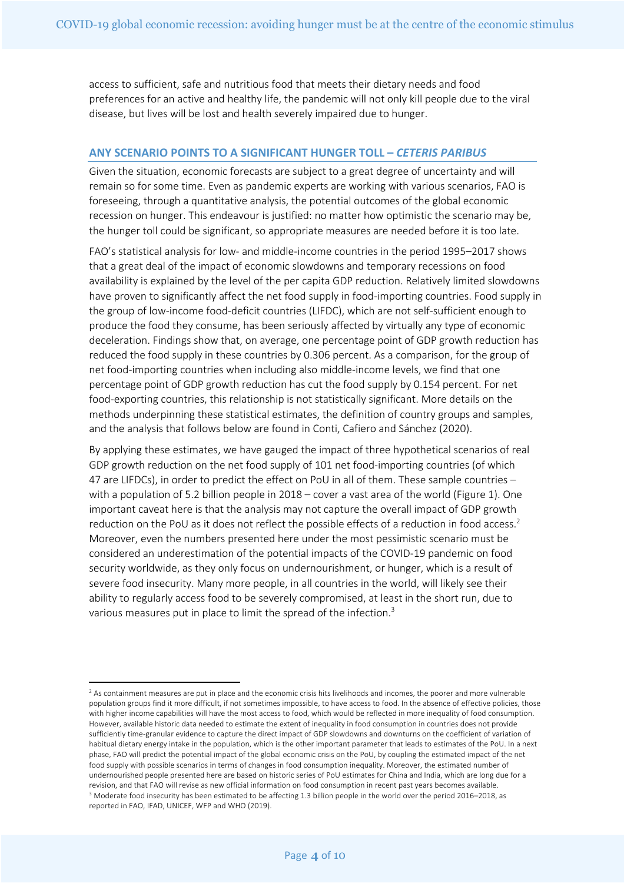access to sufficient, safe and nutritious food that meets their dietary needs and food preferences for an active and healthy life, the pandemic will not only kill people due to the viral disease, but lives will be lost and health severely impaired due to hunger.

## ANY SCENARIO POINTS TO A SIGNIFICANT HUNGER TOLL – *CETERIS PARIBUS*

Given the situation, economic forecasts are subject to a great degree of uncertainty and will remain so for some time. Even as pandemic experts are working with various scenarios, FAO is foreseeing, through a quantitative analysis, the potential outcomes of the global economic recession on hunger. This endeavour is justified: no matter how optimistic the scenario may be, the hunger toll could be significant, so appropriate measures are needed before it is too late.

FAO's statistical analysis for low- and middle-income countries in the period 1995–2017 shows that a great deal of the impact of economic slowdowns and temporary recessions on food availability is explained by the level of the per capita GDP reduction. Relatively limited slowdowns have proven to significantly affect the net food supply in food-importing countries. Food supply in the group of low-income food-deficit countries (LIFDC), which are not self-sufficient enough to produce the food they consume, has been seriously affected by virtually any type of economic deceleration. Findings show that, on average, one percentage point of GDP growth reduction has reduced the food supply in these countries by 0.306 percent. As a comparison, for the group of net food-importing countries when including also middle-income levels, we find that one percentage point of GDP growth reduction has cut the food supply by 0.154 percent. For net food-exporting countries, this relationship is not statistically significant. More details on the methods underpinning these statistical estimates, the definition of country groups and samples, and the analysis that follows below are found in Conti, Cafiero and Sánchez (2020).

By applying these estimates, we have gauged the impact of three hypothetical scenarios of real GDP growth reduction on the net food supply of 101 net food-importing countries (of which 47 are LIFDCs), in order to predict the effect on PoU in all of them. These sample countries – with a population of 5.2 billion people in 2018 – cover a vast area of the world (Figure 1). One important caveat here is that the analysis may not capture the overall impact of GDP growth reduction on the PoU as it does not reflect the possible effects of a reduction in food access.[2] Moreover, even the numbers presented here under the most pessimistic scenario must be considered an underestimation of the potential impacts of the COVID-19 pandemic on food security worldwide, as they only focus on undernourishment, or hunger, which is a result of severe food insecurity. Many more people, in all countries in the world, will likely see their ability to regularly access food to be severely compromised, at least in the short run, due to various measures put in place to limit the spread of the infection.[3]

---

[2] As containment measures are put in place and the economic crisis hits livelihoods and incomes, the poorer and more vulnerable population groups find it more difficult, if not sometimes impossible, to have access to food. In the absence of effective policies, those with higher income capabilities will have the most access to food, which would be reflected in more inequality of food consumption. However, available historic data needed to estimate the extent of inequality in food consumption in countries does not provide sufficiently time-granular evidence to capture the direct impact of GDP slowdowns and downturns on the coefficient of variation of habitual dietary energy intake in the population, which is the other important parameter that leads to estimates of the PoU. In a next phase, FAO will predict the potential impact of the global economic crisis on the PoU, by coupling the estimated impact of the net food supply with possible scenarios in terms of changes in food consumption inequality. Moreover, the estimated number of undernourished people presented here are based on historic series of PoU estimates for China and India, which are long due for a revision, and that FAO will revise as new official information on food consumption in recent past years becomes available.

[3] Moderate food insecurity has been estimated to be affecting 1.3 billion people in the world over the period 2016–2018, as reported in FAO, IFAD, UNICEF, WFP and WHO (2019).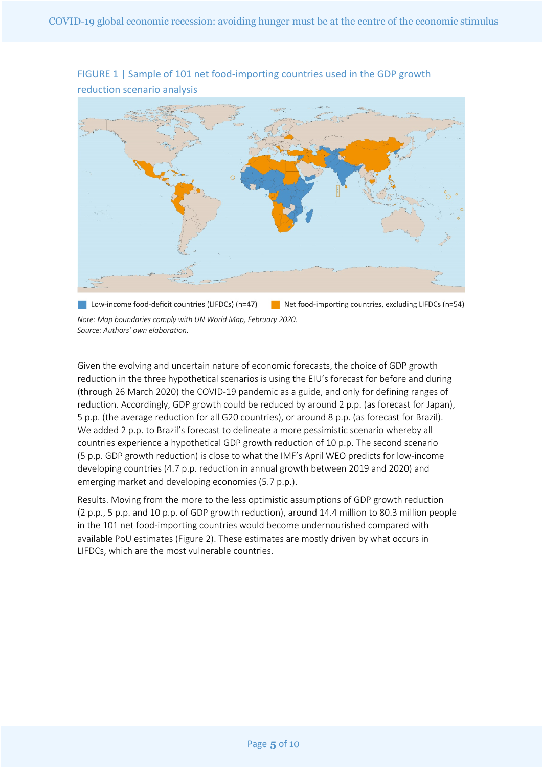FIGURE 1 | Sample of 101 net food-importing countries used in the GDP growth reduction scenario analysis

Low-income food-deficit countries (LIFDCs) (n=47)   Net food-importing countries, excluding LIFDCs (n=54)

*Note: Map boundaries comply with UN World Map, February 2020.*
*Source: Authors' own elaboration.*

Given the evolving and uncertain nature of economic forecasts, the choice of GDP growth reduction in the three hypothetical scenarios is using the EIU's forecast for before and during (through 26 March 2020) the COVID-19 pandemic as a guide, and only for defining ranges of reduction. Accordingly, GDP growth could be reduced by around 2 p.p. (as forecast for Japan), 5 p.p. (the average reduction for all G20 countries), or around 8 p.p. (as forecast for Brazil). We added 2 p.p. to Brazil's forecast to delineate a more pessimistic scenario whereby all countries experience a hypothetical GDP growth reduction of 10 p.p. The second scenario (5 p.p. GDP growth reduction) is close to what the IMF's April WEO predicts for low-income developing countries (4.7 p.p. reduction in annual growth between 2019 and 2020) and emerging market and developing economies (5.7 p.p.).

Results. Moving from the more to the less optimistic assumptions of GDP growth reduction (2 p.p., 5 p.p. and 10 p.p. of GDP growth reduction), around 14.4 million to 80.3 million people in the 101 net food-importing countries would become undernourished compared with available PoU estimates (Figure 2). These estimates are mostly driven by what occurs in LIFDCs, which are the most vulnerable countries.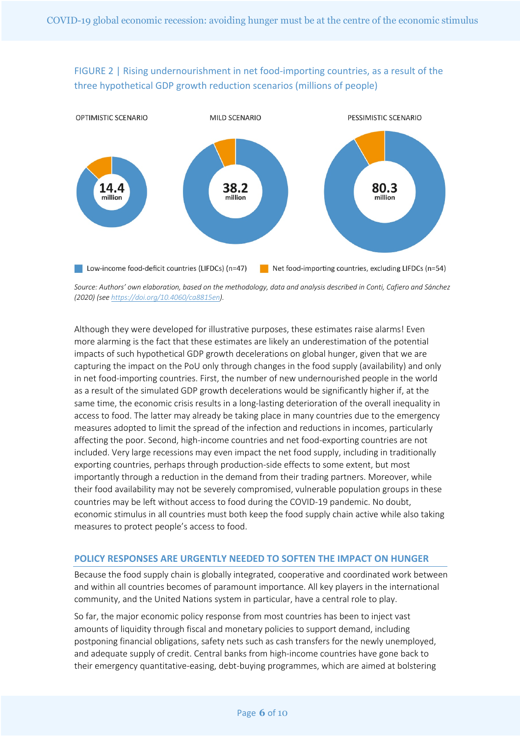FIGURE 2 | Rising undernourishment in net food-importing countries, as a result of the three hypothetical GDP growth reduction scenarios (millions of people)

OPTIMISTIC SCENARIO: 14.4 million

MILD SCENARIO: 38.2 million

PESSIMISTIC SCENARIO: 80.3 million

Low-income food-deficit countries (LIFDCs) (n=47) | Net food-importing countries, excluding LIFDCs (n=54)

*Source: Authors' own elaboration, based on the methodology, data and analysis described in Conti, Cafiero and Sánchez (2020) (see https://doi.org/10.4060/ca8815en).*

Although they were developed for illustrative purposes, these estimates raise alarms! Even more alarming is the fact that these estimates are likely an underestimation of the potential impacts of such hypothetical GDP growth decelerations on global hunger, given that we are capturing the impact on the PoU only through changes in the food supply (availability) and only in net food-importing countries. First, the number of new undernourished people in the world as a result of the simulated GDP growth decelerations would be significantly higher if, at the same time, the economic crisis results in a long-lasting deterioration of the overall inequality in access to food. The latter may already be taking place in many countries due to the emergency measures adopted to limit the spread of the infection and reductions in incomes, particularly affecting the poor. Second, high-income countries and net food-exporting countries are not included. Very large recessions may even impact the net food supply, including in traditionally exporting countries, perhaps through production-side effects to some extent, but most importantly through a reduction in the demand from their trading partners. Moreover, while their food availability may not be severely compromised, vulnerable population groups in these countries may be left without access to food during the COVID-19 pandemic. No doubt, economic stimulus in all countries must both keep the food supply chain active while also taking measures to protect people's access to food.

## POLICY RESPONSES ARE URGENTLY NEEDED TO SOFTEN THE IMPACT ON HUNGER

Because the food supply chain is globally integrated, cooperative and coordinated work between and within all countries becomes of paramount importance. All key players in the international community, and the United Nations system in particular, have a central role to play.

So far, the major economic policy response from most countries has been to inject vast amounts of liquidity through fiscal and monetary policies to support demand, including postponing financial obligations, safety nets such as cash transfers for the newly unemployed, and adequate supply of credit. Central banks from high-income countries have gone back to their emergency quantitative-easing, debt-buying programmes, which are aimed at bolstering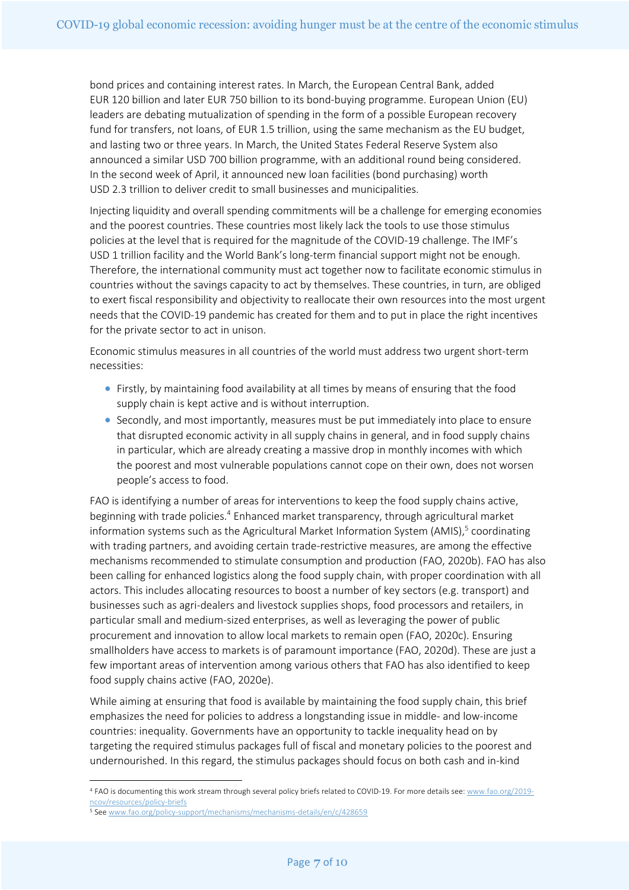bond prices and containing interest rates. In March, the European Central Bank, added EUR 120 billion and later EUR 750 billion to its bond-buying programme. European Union (EU) leaders are debating mutualization of spending in the form of a possible European recovery fund for transfers, not loans, of EUR 1.5 trillion, using the same mechanism as the EU budget, and lasting two or three years. In March, the United States Federal Reserve System also announced a similar USD 700 billion programme, with an additional round being considered. In the second week of April, it announced new loan facilities (bond purchasing) worth USD 2.3 trillion to deliver credit to small businesses and municipalities.

Injecting liquidity and overall spending commitments will be a challenge for emerging economies and the poorest countries. These countries most likely lack the tools to use those stimulus policies at the level that is required for the magnitude of the COVID-19 challenge. The IMF's USD 1 trillion facility and the World Bank's long-term financial support might not be enough. Therefore, the international community must act together now to facilitate economic stimulus in countries without the savings capacity to act by themselves. These countries, in turn, are obliged to exert fiscal responsibility and objectivity to reallocate their own resources into the most urgent needs that the COVID-19 pandemic has created for them and to put in place the right incentives for the private sector to act in unison.

Economic stimulus measures in all countries of the world must address two urgent short-term necessities:

- Firstly, by maintaining food availability at all times by means of ensuring that the food supply chain is kept active and is without interruption.
- Secondly, and most importantly, measures must be put immediately into place to ensure that disrupted economic activity in all supply chains in general, and in food supply chains in particular, which are already creating a massive drop in monthly incomes with which the poorest and most vulnerable populations cannot cope on their own, does not worsen people's access to food.

FAO is identifying a number of areas for interventions to keep the food supply chains active, beginning with trade policies.[4] Enhanced market transparency, through agricultural market information systems such as the Agricultural Market Information System (AMIS),[5] coordinating with trading partners, and avoiding certain trade-restrictive measures, are among the effective mechanisms recommended to stimulate consumption and production (FAO, 2020b). FAO has also been calling for enhanced logistics along the food supply chain, with proper coordination with all actors. This includes allocating resources to boost a number of key sectors (e.g. transport) and businesses such as agri-dealers and livestock supplies shops, food processors and retailers, in particular small and medium-sized enterprises, as well as leveraging the power of public procurement and innovation to allow local markets to remain open (FAO, 2020c). Ensuring smallholders have access to markets is of paramount importance (FAO, 2020d). These are just a few important areas of intervention among various others that FAO has also identified to keep food supply chains active (FAO, 2020e).

While aiming at ensuring that food is available by maintaining the food supply chain, this brief emphasizes the need for policies to address a longstanding issue in middle- and low-income countries: inequality. Governments have an opportunity to tackle inequality head on by targeting the required stimulus packages full of fiscal and monetary policies to the poorest and undernourished. In this regard, the stimulus packages should focus on both cash and in-kind

---

[4] FAO is documenting this work stream through several policy briefs related to COVID-19. For more details see: www.fao.org/2019-ncov/resources/policy-briefs

[5] See www.fao.org/policy-support/mechanisms/mechanisms-details/en/c/428659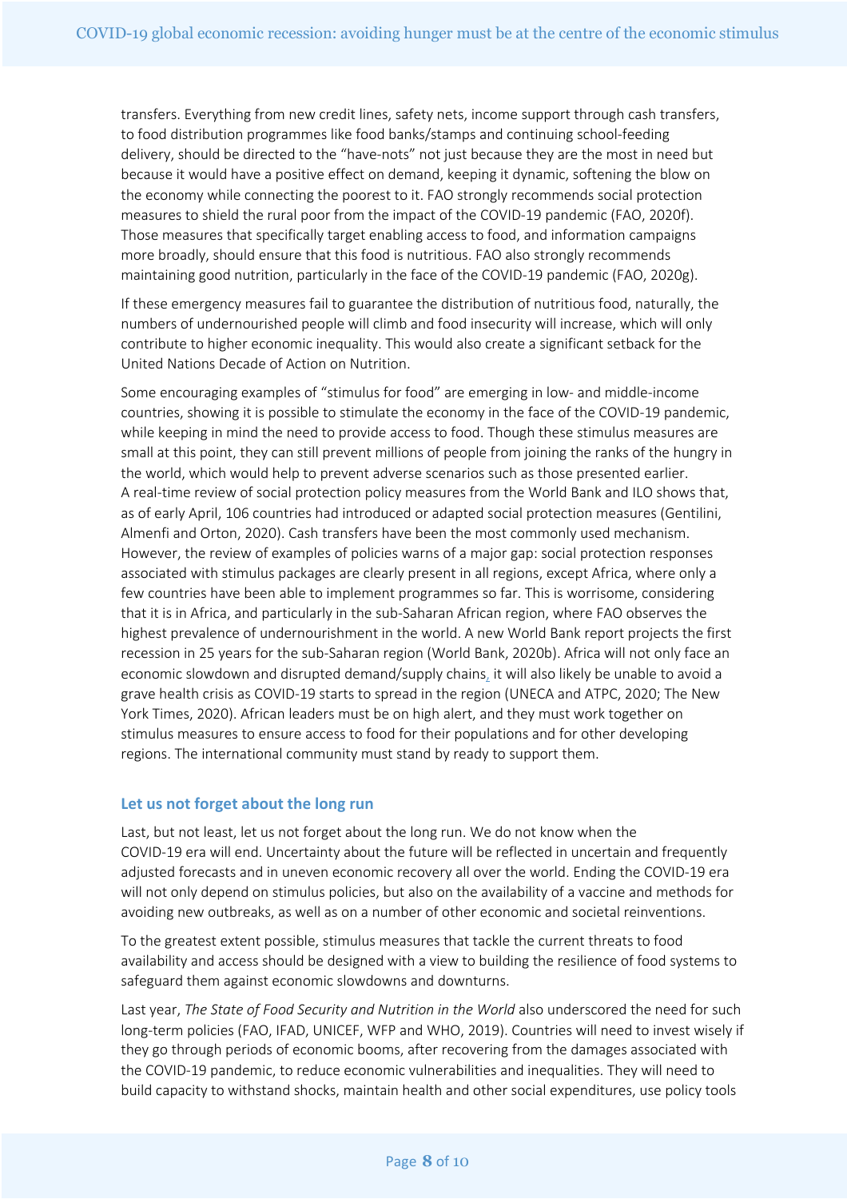transfers. Everything from new credit lines, safety nets, income support through cash transfers, to food distribution programmes like food banks/stamps and continuing school-feeding delivery, should be directed to the "have-nots" not just because they are the most in need but because it would have a positive effect on demand, keeping it dynamic, softening the blow on the economy while connecting the poorest to it. FAO strongly recommends social protection measures to shield the rural poor from the impact of the COVID-19 pandemic (FAO, 2020f). Those measures that specifically target enabling access to food, and information campaigns more broadly, should ensure that this food is nutritious. FAO also strongly recommends maintaining good nutrition, particularly in the face of the COVID-19 pandemic (FAO, 2020g).

If these emergency measures fail to guarantee the distribution of nutritious food, naturally, the numbers of undernourished people will climb and food insecurity will increase, which will only contribute to higher economic inequality. This would also create a significant setback for the United Nations Decade of Action on Nutrition.

Some encouraging examples of "stimulus for food" are emerging in low- and middle-income countries, showing it is possible to stimulate the economy in the face of the COVID-19 pandemic, while keeping in mind the need to provide access to food. Though these stimulus measures are small at this point, they can still prevent millions of people from joining the ranks of the hungry in the world, which would help to prevent adverse scenarios such as those presented earlier. A real-time review of social protection policy measures from the World Bank and ILO shows that, as of early April, 106 countries had introduced or adapted social protection measures (Gentilini, Almenfi and Orton, 2020). Cash transfers have been the most commonly used mechanism. However, the review of examples of policies warns of a major gap: social protection responses associated with stimulus packages are clearly present in all regions, except Africa, where only a few countries have been able to implement programmes so far. This is worrisome, considering that it is in Africa, and particularly in the sub-Saharan African region, where FAO observes the highest prevalence of undernourishment in the world. A new World Bank report projects the first recession in 25 years for the sub-Saharan region (World Bank, 2020b). Africa will not only face an economic slowdown and disrupted demand/supply chains, it will also likely be unable to avoid a grave health crisis as COVID-19 starts to spread in the region (UNECA and ATPC, 2020; The New York Times, 2020). African leaders must be on high alert, and they must work together on stimulus measures to ensure access to food for their populations and for other developing regions. The international community must stand by ready to support them.

## Let us not forget about the long run

Last, but not least, let us not forget about the long run. We do not know when the COVID-19 era will end. Uncertainty about the future will be reflected in uncertain and frequently adjusted forecasts and in uneven economic recovery all over the world. Ending the COVID-19 era will not only depend on stimulus policies, but also on the availability of a vaccine and methods for avoiding new outbreaks, as well as on a number of other economic and societal reinventions.

To the greatest extent possible, stimulus measures that tackle the current threats to food availability and access should be designed with a view to building the resilience of food systems to safeguard them against economic slowdowns and downturns.

Last year, *The State of Food Security and Nutrition in the World* also underscored the need for such long-term policies (FAO, IFAD, UNICEF, WFP and WHO, 2019). Countries will need to invest wisely if they go through periods of economic booms, after recovering from the damages associated with the COVID-19 pandemic, to reduce economic vulnerabilities and inequalities. They will need to build capacity to withstand shocks, maintain health and other social expenditures, use policy tools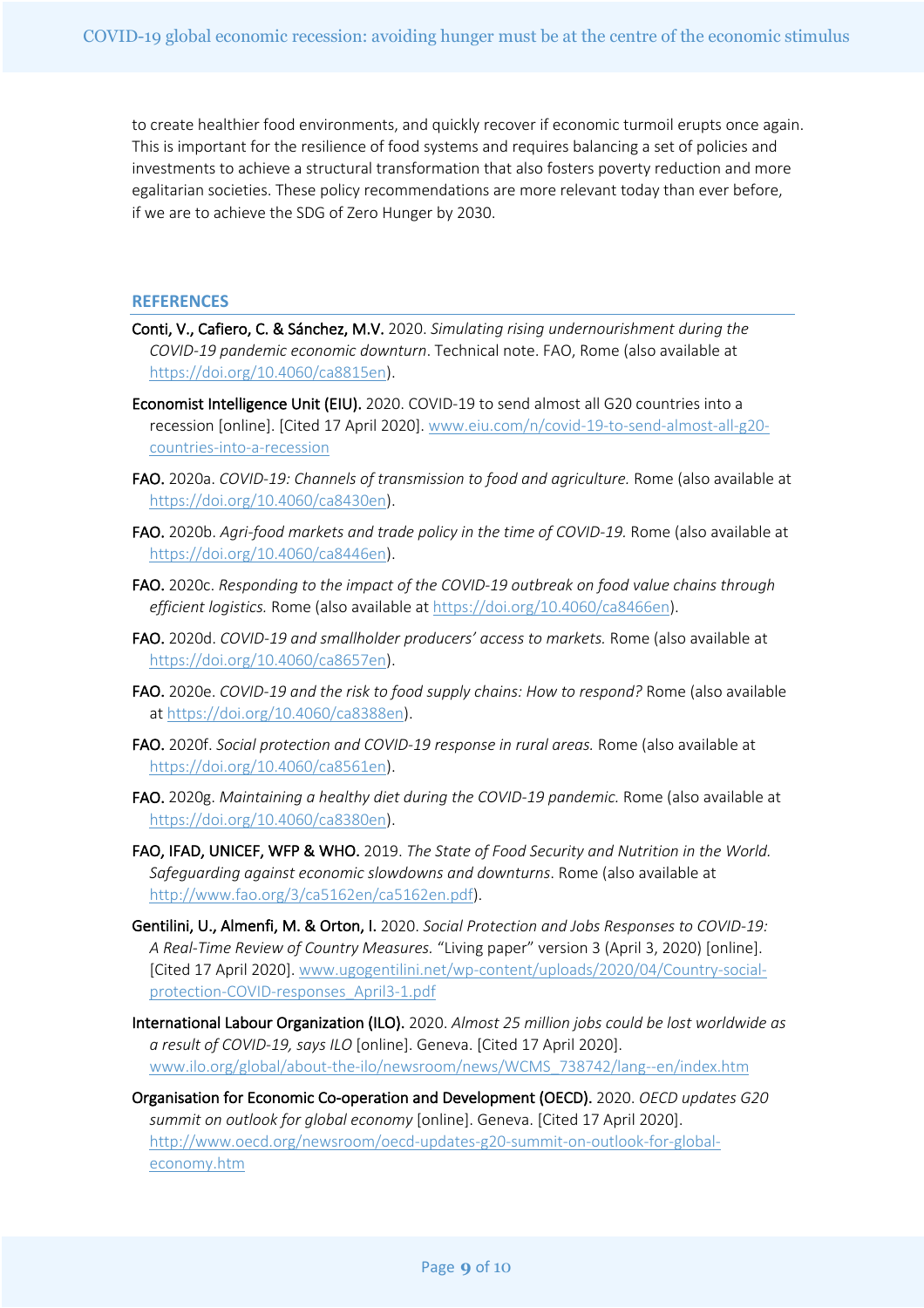to create healthier food environments, and quickly recover if economic turmoil erupts once again. This is important for the resilience of food systems and requires balancing a set of policies and investments to achieve a structural transformation that also fosters poverty reduction and more egalitarian societies. These policy recommendations are more relevant today than ever before, if we are to achieve the SDG of Zero Hunger by 2030.

## REFERENCES

**Conti, V., Cafiero, C. & Sánchez, M.V.** 2020. *Simulating rising undernourishment during the COVID-19 pandemic economic downturn*. Technical note. FAO, Rome (also available at https://doi.org/10.4060/ca8815en).

**Economist Intelligence Unit (EIU).** 2020. COVID-19 to send almost all G20 countries into a recession [online]. [Cited 17 April 2020]. www.eiu.com/n/covid-19-to-send-almost-all-g20-countries-into-a-recession

**FAO.** 2020a. *COVID-19: Channels of transmission to food and agriculture.* Rome (also available at https://doi.org/10.4060/ca8430en).

**FAO.** 2020b. *Agri-food markets and trade policy in the time of COVID-19.* Rome (also available at https://doi.org/10.4060/ca8446en).

**FAO.** 2020c. *Responding to the impact of the COVID-19 outbreak on food value chains through efficient logistics.* Rome (also available at https://doi.org/10.4060/ca8466en).

**FAO.** 2020d. *COVID-19 and smallholder producers' access to markets.* Rome (also available at https://doi.org/10.4060/ca8657en).

**FAO.** 2020e. *COVID-19 and the risk to food supply chains: How to respond?* Rome (also available at https://doi.org/10.4060/ca8388en).

**FAO.** 2020f. *Social protection and COVID-19 response in rural areas.* Rome (also available at https://doi.org/10.4060/ca8561en).

**FAO.** 2020g. *Maintaining a healthy diet during the COVID-19 pandemic.* Rome (also available at https://doi.org/10.4060/ca8380en).

**FAO, IFAD, UNICEF, WFP & WHO.** 2019. *The State of Food Security and Nutrition in the World. Safeguarding against economic slowdowns and downturns*. Rome (also available at http://www.fao.org/3/ca5162en/ca5162en.pdf).

**Gentilini, U., Almenfi, M. & Orton, I.** 2020. *Social Protection and Jobs Responses to COVID-19: A Real-Time Review of Country Measures.* "Living paper" version 3 (April 3, 2020) [online]. [Cited 17 April 2020]. www.ugogentilini.net/wp-content/uploads/2020/04/Country-social-protection-COVID-responses_April3-1.pdf

**International Labour Organization (ILO).** 2020. *Almost 25 million jobs could be lost worldwide as a result of COVID-19, says ILO* [online]. Geneva. [Cited 17 April 2020]. www.ilo.org/global/about-the-ilo/newsroom/news/WCMS_738742/lang--en/index.htm

**Organisation for Economic Co-operation and Development (OECD).** 2020. *OECD updates G20 summit on outlook for global economy* [online]. Geneva. [Cited 17 April 2020]. http://www.oecd.org/newsroom/oecd-updates-g20-summit-on-outlook-for-global-economy.htm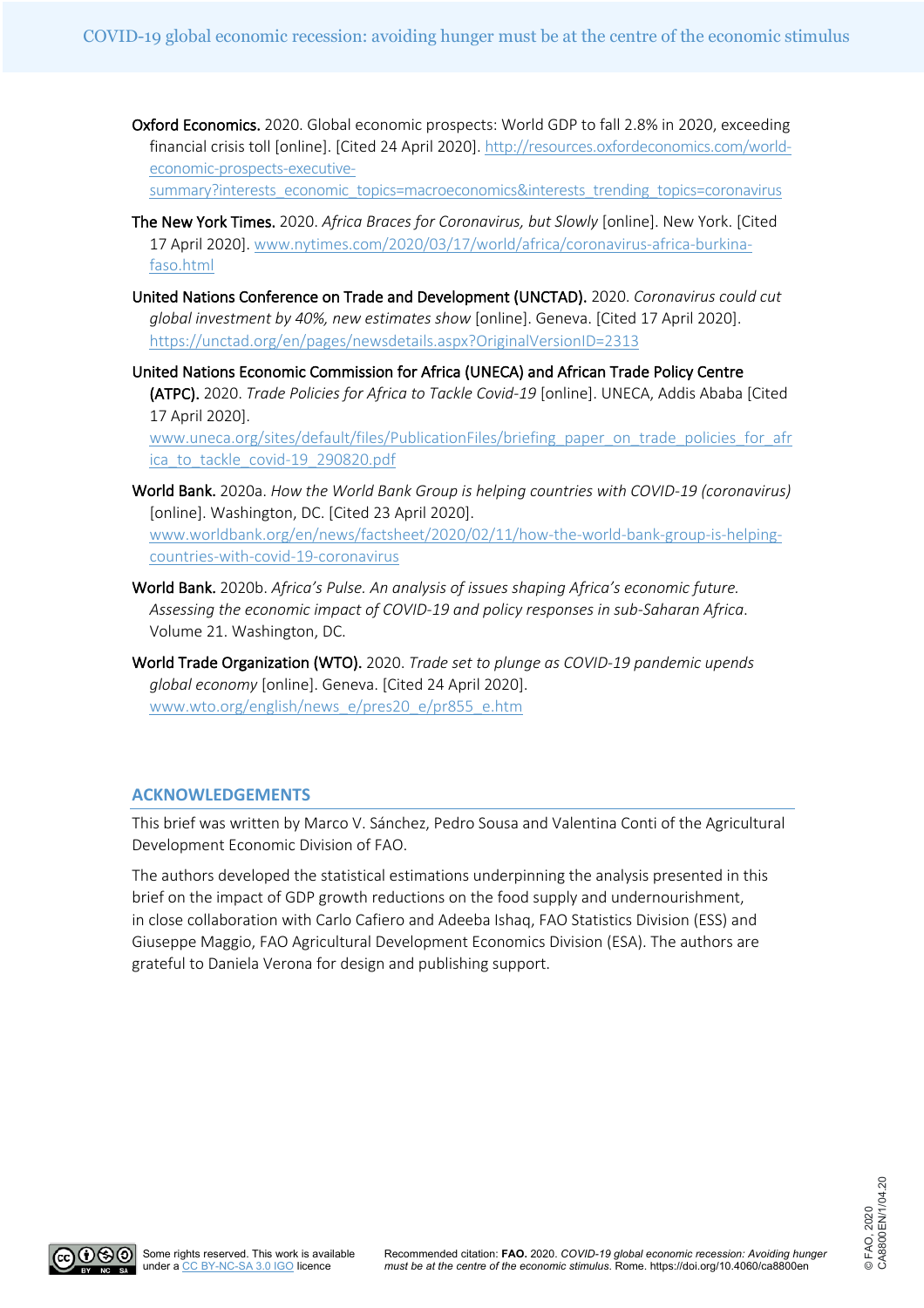**Oxford Economics.** 2020. Global economic prospects: World GDP to fall 2.8% in 2020, exceeding financial crisis toll [online]. [Cited 24 April 2020]. http://resources.oxfordeconomics.com/world-economic-prospects-executive-summary?interests_economic_topics=macroeconomics&interests_trending_topics=coronavirus

**The New York Times.** 2020. *Africa Braces for Coronavirus, but Slowly* [online]. New York. [Cited 17 April 2020]. www.nytimes.com/2020/03/17/world/africa/coronavirus-africa-burkina-faso.html

**United Nations Conference on Trade and Development (UNCTAD).** 2020. *Coronavirus could cut global investment by 40%, new estimates show* [online]. Geneva. [Cited 17 April 2020]. https://unctad.org/en/pages/newsdetails.aspx?OriginalVersionID=2313

**United Nations Economic Commission for Africa (UNECA) and African Trade Policy Centre (ATPC).** 2020. *Trade Policies for Africa to Tackle Covid-19* [online]. UNECA, Addis Ababa [Cited 17 April 2020]. www.uneca.org/sites/default/files/PublicationFiles/briefing_paper_on_trade_policies_for_africa_to_tackle_covid-19_290820.pdf

**World Bank.** 2020a. *How the World Bank Group is helping countries with COVID-19 (coronavirus)* [online]. Washington, DC. [Cited 23 April 2020]. www.worldbank.org/en/news/factsheet/2020/02/11/how-the-world-bank-group-is-helping-countries-with-covid-19-coronavirus

**World Bank.** 2020b. *Africa's Pulse. An analysis of issues shaping Africa's economic future. Assessing the economic impact of COVID-19 and policy responses in sub-Saharan Africa*. Volume 21. Washington, DC.

**World Trade Organization (WTO).** 2020. *Trade set to plunge as COVID-19 pandemic upends global economy* [online]. Geneva. [Cited 24 April 2020]. www.wto.org/english/news_e/pres20_e/pr855_e.htm

## ACKNOWLEDGEMENTS

This brief was written by Marco V. Sánchez, Pedro Sousa and Valentina Conti of the Agricultural Development Economic Division of FAO.

The authors developed the statistical estimations underpinning the analysis presented in this brief on the impact of GDP growth reductions on the food supply and undernourishment, in close collaboration with Carlo Cafiero and Adeeba Ishaq, FAO Statistics Division (ESS) and Giuseppe Maggio, FAO Agricultural Development Economics Division (ESA). The authors are grateful to Daniela Verona for design and publishing support.

Some rights reserved. This work is available under a CC BY-NC-SA 3.0 IGO licence

Recommended citation: **FAO.** 2020. *COVID-19 global economic recession: Avoiding hunger must be at the centre of the economic stimulus.* Rome. https://doi.org/10.4060/ca8800en

© FAO, 2020
CA8800EN/1/04.20